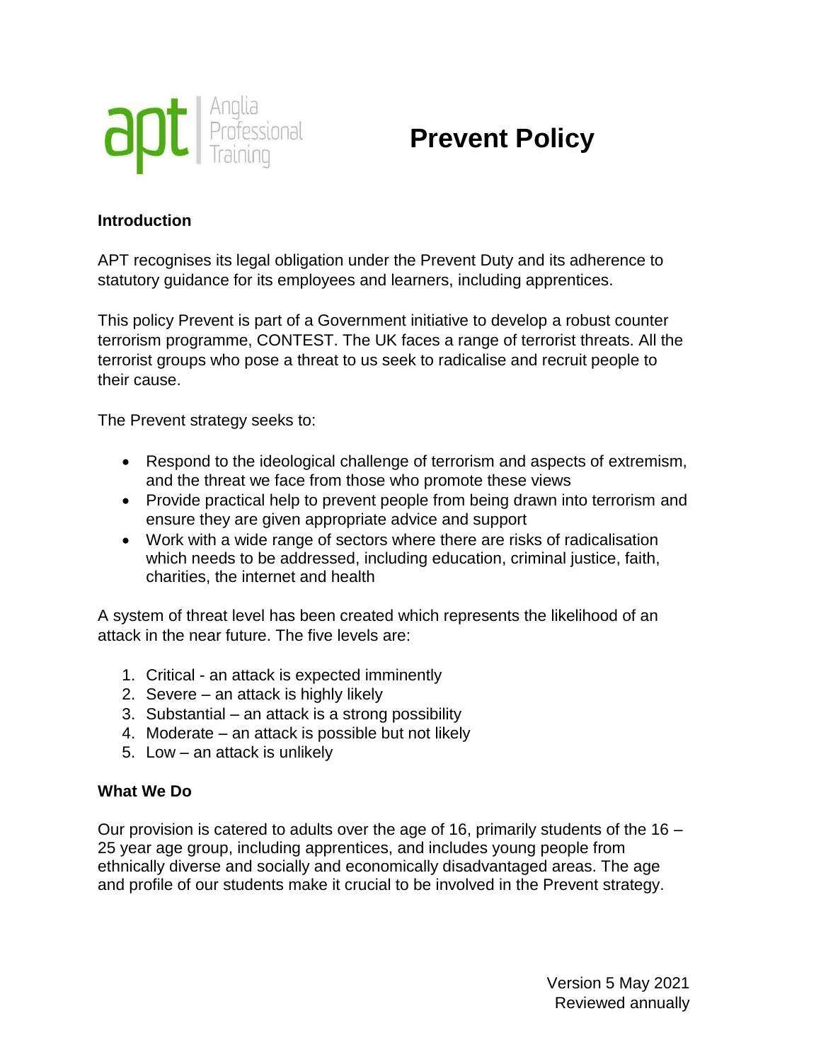apt | Anglia Professional Training

# Prevent Policy

## Introduction

APT recognises its legal obligation under the Prevent Duty and its adherence to statutory guidance for its employees and learners, including apprentices.

This policy Prevent is part of a Government initiative to develop a robust counter terrorism programme, CONTEST. The UK faces a range of terrorist threats. All the terrorist groups who pose a threat to us seek to radicalise and recruit people to their cause.

The Prevent strategy seeks to:

- Respond to the ideological challenge of terrorism and aspects of extremism, and the threat we face from those who promote these views
- Provide practical help to prevent people from being drawn into terrorism and ensure they are given appropriate advice and support
- Work with a wide range of sectors where there are risks of radicalisation which needs to be addressed, including education, criminal justice, faith, charities, the internet and health

A system of threat level has been created which represents the likelihood of an attack in the near future. The five levels are:

1. Critical - an attack is expected imminently
2. Severe – an attack is highly likely
3. Substantial – an attack is a strong possibility
4. Moderate – an attack is possible but not likely
5. Low – an attack is unlikely

## What We Do

Our provision is catered to adults over the age of 16, primarily students of the 16 – 25 year age group, including apprentices, and includes young people from ethnically diverse and socially and economically disadvantaged areas. The age and profile of our students make it crucial to be involved in the Prevent strategy.

Version 5 May 2021
Reviewed annually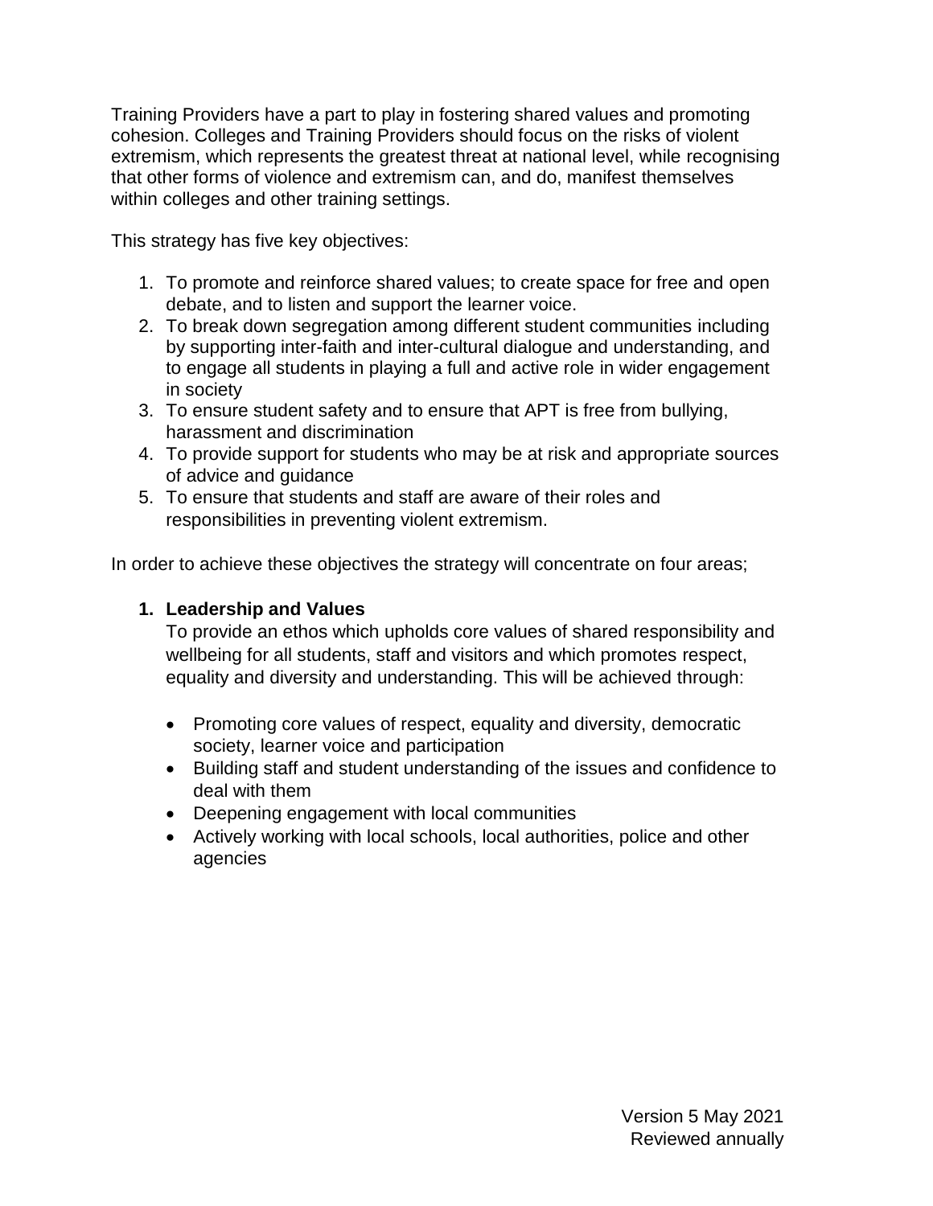Training Providers have a part to play in fostering shared values and promoting cohesion. Colleges and Training Providers should focus on the risks of violent extremism, which represents the greatest threat at national level, while recognising that other forms of violence and extremism can, and do, manifest themselves within colleges and other training settings.

This strategy has five key objectives:

1. To promote and reinforce shared values; to create space for free and open debate, and to listen and support the learner voice.
2. To break down segregation among different student communities including by supporting inter-faith and inter-cultural dialogue and understanding, and to engage all students in playing a full and active role in wider engagement in society
3. To ensure student safety and to ensure that APT is free from bullying, harassment and discrimination
4. To provide support for students who may be at risk and appropriate sources of advice and guidance
5. To ensure that students and staff are aware of their roles and responsibilities in preventing violent extremism.

In order to achieve these objectives the strategy will concentrate on four areas;

1. **Leadership and Values**

   To provide an ethos which upholds core values of shared responsibility and wellbeing for all students, staff and visitors and which promotes respect, equality and diversity and understanding. This will be achieved through:

   - Promoting core values of respect, equality and diversity, democratic society, learner voice and participation
   - Building staff and student understanding of the issues and confidence to deal with them
   - Deepening engagement with local communities
   - Actively working with local schools, local authorities, police and other agencies

Version 5 May 2021
Reviewed annually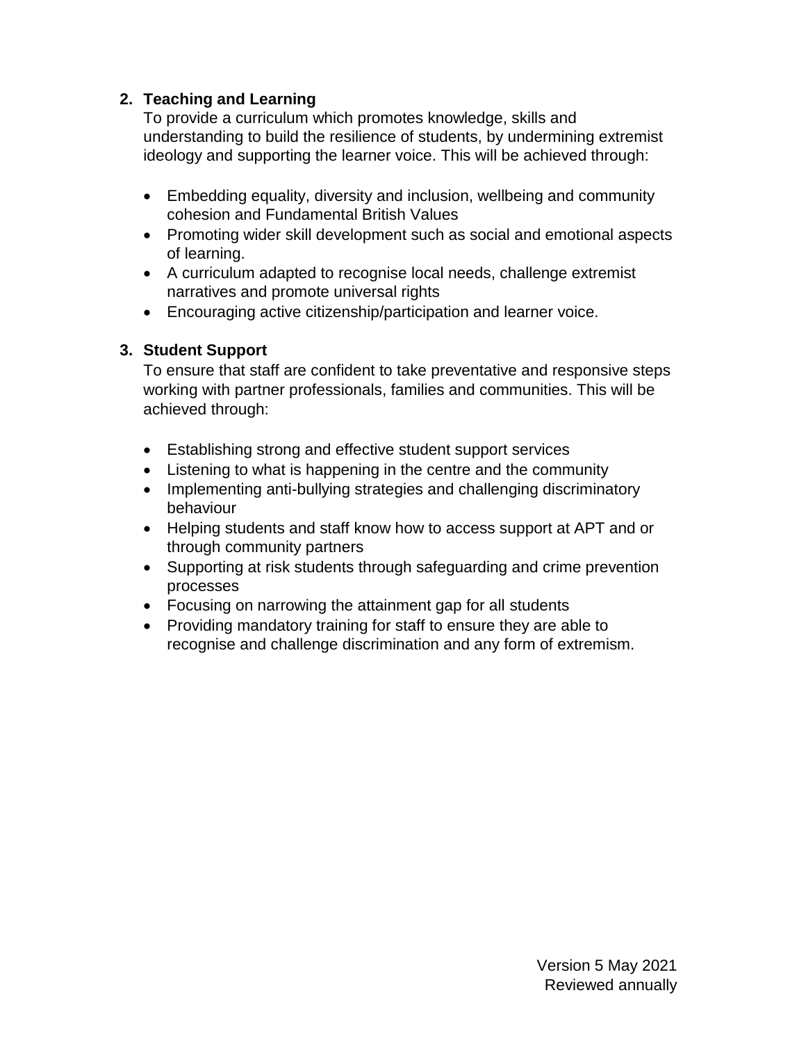## 2. Teaching and Learning

To provide a curriculum which promotes knowledge, skills and understanding to build the resilience of students, by undermining extremist ideology and supporting the learner voice. This will be achieved through:

- Embedding equality, diversity and inclusion, wellbeing and community cohesion and Fundamental British Values
- Promoting wider skill development such as social and emotional aspects of learning.
- A curriculum adapted to recognise local needs, challenge extremist narratives and promote universal rights
- Encouraging active citizenship/participation and learner voice.

## 3. Student Support

To ensure that staff are confident to take preventative and responsive steps working with partner professionals, families and communities. This will be achieved through:

- Establishing strong and effective student support services
- Listening to what is happening in the centre and the community
- Implementing anti-bullying strategies and challenging discriminatory behaviour
- Helping students and staff know how to access support at APT and or through community partners
- Supporting at risk students through safeguarding and crime prevention processes
- Focusing on narrowing the attainment gap for all students
- Providing mandatory training for staff to ensure they are able to recognise and challenge discrimination and any form of extremism.

Version 5 May 2021
Reviewed annually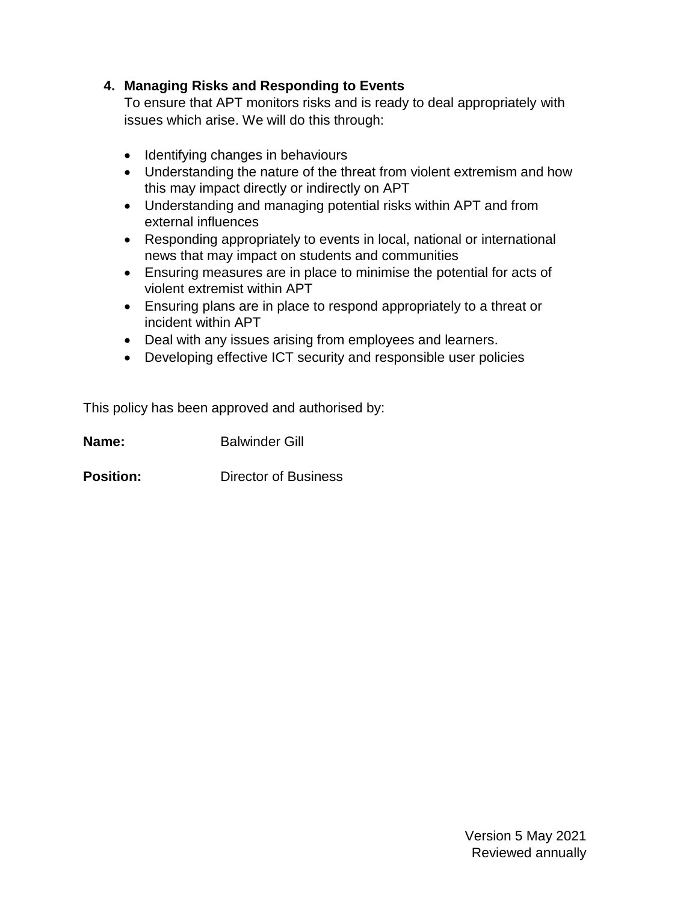4. **Managing Risks and Responding to Events**

   To ensure that APT monitors risks and is ready to deal appropriately with issues which arise. We will do this through:

   - Identifying changes in behaviours
   - Understanding the nature of the threat from violent extremism and how this may impact directly or indirectly on APT
   - Understanding and managing potential risks within APT and from external influences
   - Responding appropriately to events in local, national or international news that may impact on students and communities
   - Ensuring measures are in place to minimise the potential for acts of violent extremist within APT
   - Ensuring plans are in place to respond appropriately to a threat or incident within APT
   - Deal with any issues arising from employees and learners.
   - Developing effective ICT security and responsible user policies

This policy has been approved and authorised by:

**Name:** Balwinder Gill

**Position:** Director of Business

Version 5 May 2021
Reviewed annually